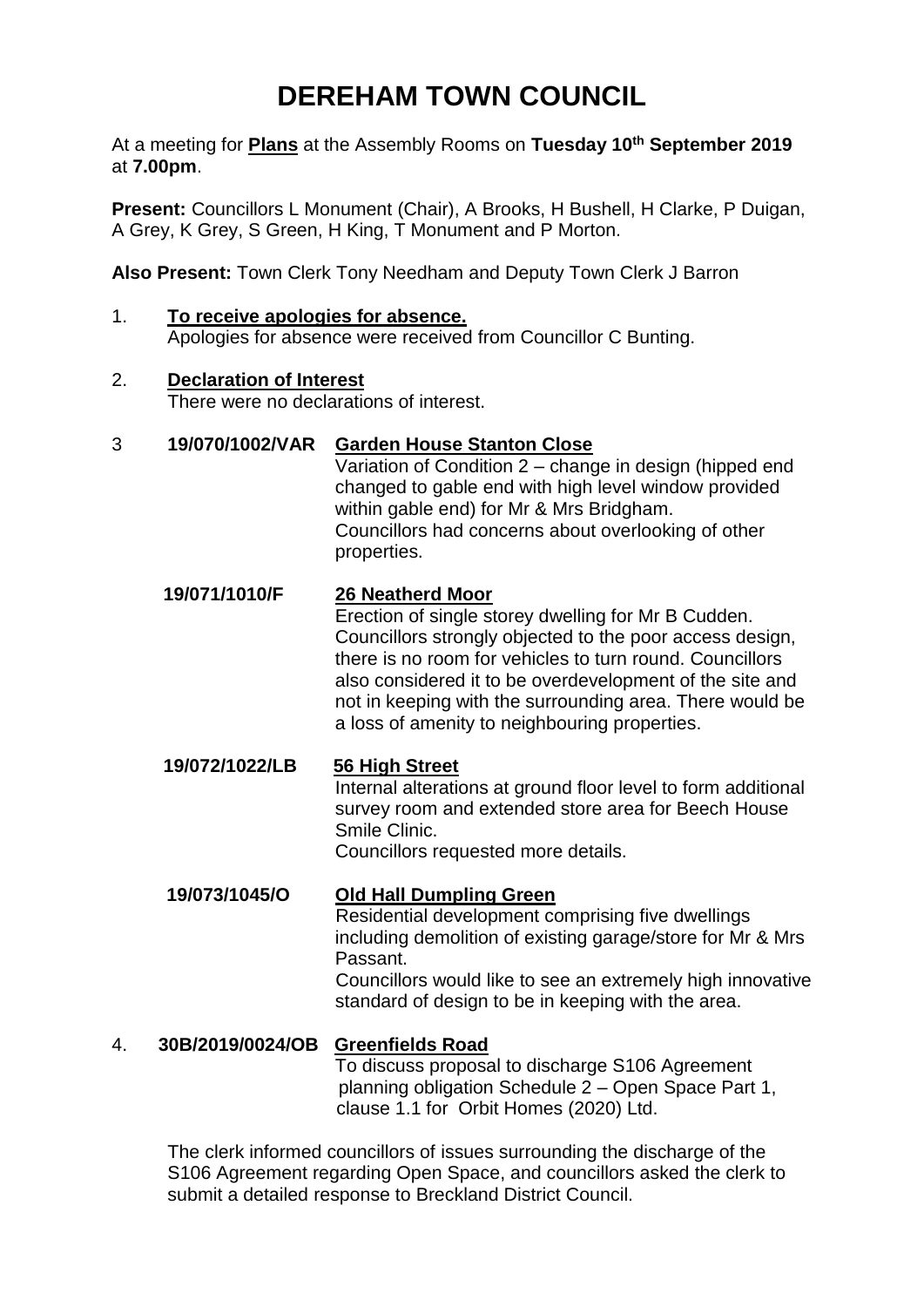# DEREHAM TOWN COUNCIL

At a meeting for **Plans** at the Assembly Rooms on **Tuesday 10th September 2019** at **7.00pm**.

**Present:** Councillors L Monument (Chair), A Brooks, H Bushell, H Clarke, P Duigan, A Grey, K Grey, S Green, H King, T Monument and P Morton.

**Also Present:** Town Clerk Tony Needham and Deputy Town Clerk J Barron

1. **To receive apologies for absence.**
   Apologies for absence were received from Councillor C Bunting.

2. **Declaration of Interest**
   There were no declarations of interest.

3 **19/070/1002/VAR** **Garden House Stanton Close**
   Variation of Condition 2 – change in design (hipped end changed to gable end with high level window provided within gable end) for Mr & Mrs Bridgham.
   Councillors had concerns about overlooking of other properties.

   **19/071/1010/F** **26 Neatherd Moor**
   Erection of single storey dwelling for Mr B Cudden.
   Councillors strongly objected to the poor access design, there is no room for vehicles to turn round. Councillors also considered it to be overdevelopment of the site and not in keeping with the surrounding area. There would be a loss of amenity to neighbouring properties.

   **19/072/1022/LB** **56 High Street**
   Internal alterations at ground floor level to form additional survey room and extended store area for Beech House Smile Clinic.
   Councillors requested more details.

   **19/073/1045/O** **Old Hall Dumpling Green**
   Residential development comprising five dwellings including demolition of existing garage/store for Mr & Mrs Passant.
   Councillors would like to see an extremely high innovative standard of design to be in keeping with the area.

4. **30B/2019/0024/OB** **Greenfields Road**
   To discuss proposal to discharge S106 Agreement planning obligation Schedule 2 – Open Space Part 1, clause 1.1 for Orbit Homes (2020) Ltd.

   The clerk informed councillors of issues surrounding the discharge of the S106 Agreement regarding Open Space, and councillors asked the clerk to submit a detailed response to Breckland District Council.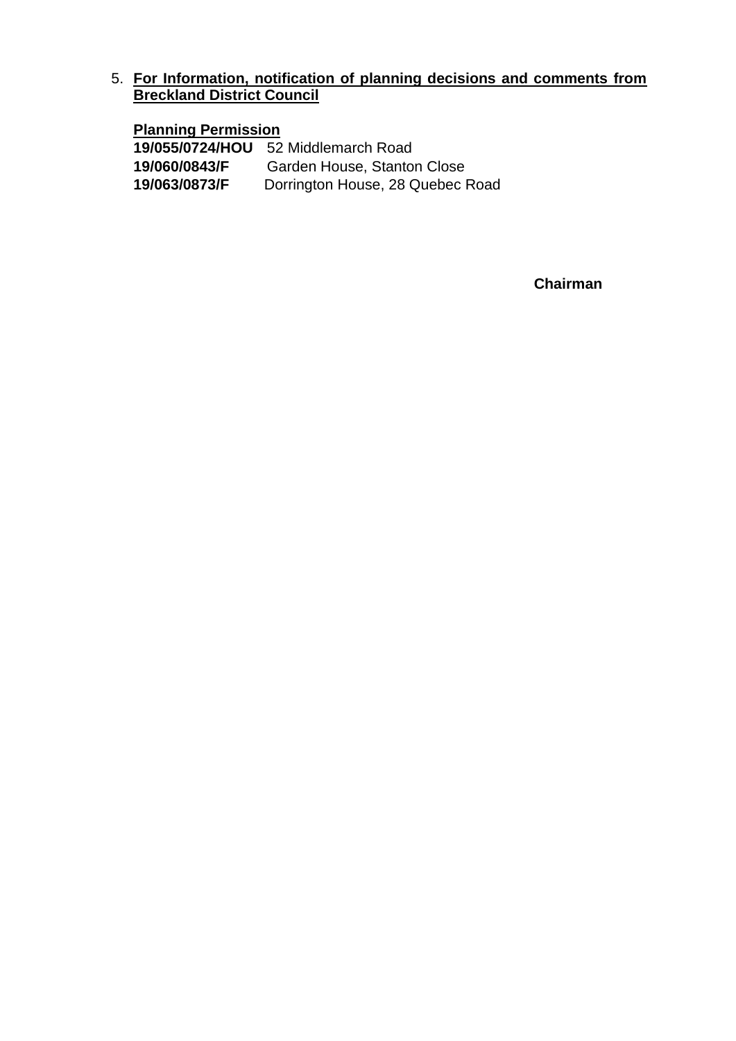5. **For Information, notification of planning decisions and comments from Breckland District Council**

**Planning Permission**

**19/055/0724/HOU** 52 Middlemarch Road
**19/060/0843/F** Garden House, Stanton Close
**19/063/0873/F** Dorrington House, 28 Quebec Road

**Chairman**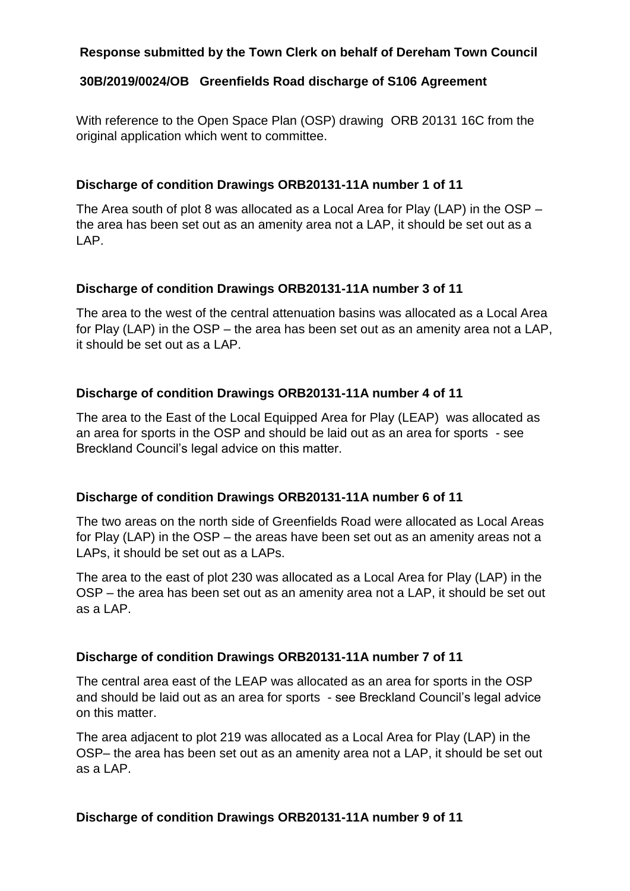**Response submitted by the Town Clerk on behalf of Dereham Town Council**

**30B/2019/0024/OB Greenfields Road discharge of S106 Agreement**

With reference to the Open Space Plan (OSP) drawing ORB 20131 16C from the original application which went to committee.

**Discharge of condition Drawings ORB20131-11A number 1 of 11**

The Area south of plot 8 was allocated as a Local Area for Play (LAP) in the OSP – the area has been set out as an amenity area not a LAP, it should be set out as a LAP.

**Discharge of condition Drawings ORB20131-11A number 3 of 11**

The area to the west of the central attenuation basins was allocated as a Local Area for Play (LAP) in the OSP – the area has been set out as an amenity area not a LAP, it should be set out as a LAP.

**Discharge of condition Drawings ORB20131-11A number 4 of 11**

The area to the East of the Local Equipped Area for Play (LEAP) was allocated as an area for sports in the OSP and should be laid out as an area for sports - see Breckland Council's legal advice on this matter.

**Discharge of condition Drawings ORB20131-11A number 6 of 11**

The two areas on the north side of Greenfields Road were allocated as Local Areas for Play (LAP) in the OSP – the areas have been set out as an amenity areas not a LAPs, it should be set out as a LAPs.

The area to the east of plot 230 was allocated as a Local Area for Play (LAP) in the OSP – the area has been set out as an amenity area not a LAP, it should be set out as a LAP.

**Discharge of condition Drawings ORB20131-11A number 7 of 11**

The central area east of the LEAP was allocated as an area for sports in the OSP and should be laid out as an area for sports - see Breckland Council's legal advice on this matter.

The area adjacent to plot 219 was allocated as a Local Area for Play (LAP) in the OSP– the area has been set out as an amenity area not a LAP, it should be set out as a LAP.

**Discharge of condition Drawings ORB20131-11A number 9 of 11**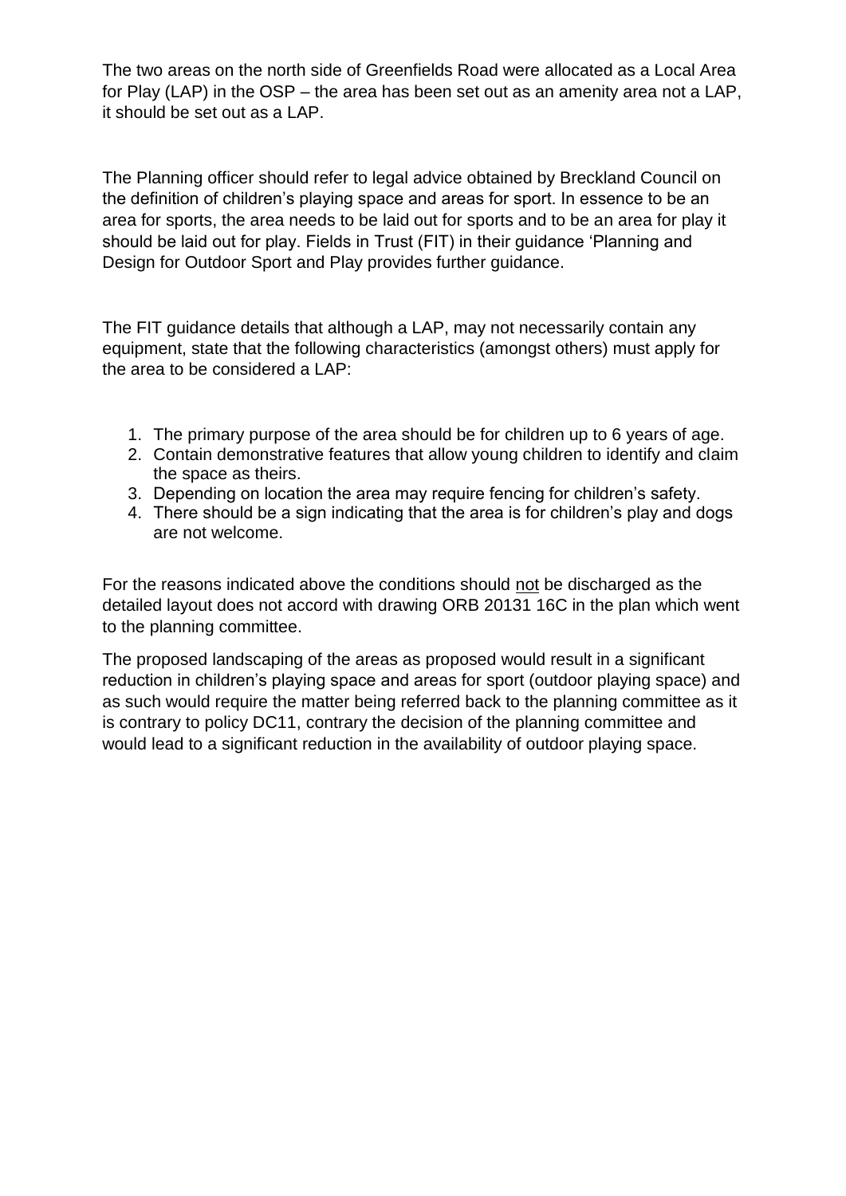The two areas on the north side of Greenfields Road were allocated as a Local Area for Play (LAP) in the OSP – the area has been set out as an amenity area not a LAP, it should be set out as a LAP.

The Planning officer should refer to legal advice obtained by Breckland Council on the definition of children's playing space and areas for sport. In essence to be an area for sports, the area needs to be laid out for sports and to be an area for play it should be laid out for play. Fields in Trust (FIT) in their guidance 'Planning and Design for Outdoor Sport and Play provides further guidance.

The FIT guidance details that although a LAP, may not necessarily contain any equipment, state that the following characteristics (amongst others) must apply for the area to be considered a LAP:

1. The primary purpose of the area should be for children up to 6 years of age.
2. Contain demonstrative features that allow young children to identify and claim the space as theirs.
3. Depending on location the area may require fencing for children's safety.
4. There should be a sign indicating that the area is for children's play and dogs are not welcome.

For the reasons indicated above the conditions should <u>not</u> be discharged as the detailed layout does not accord with drawing ORB 20131 16C in the plan which went to the planning committee.

The proposed landscaping of the areas as proposed would result in a significant reduction in children's playing space and areas for sport (outdoor playing space) and as such would require the matter being referred back to the planning committee as it is contrary to policy DC11, contrary the decision of the planning committee and would lead to a significant reduction in the availability of outdoor playing space.